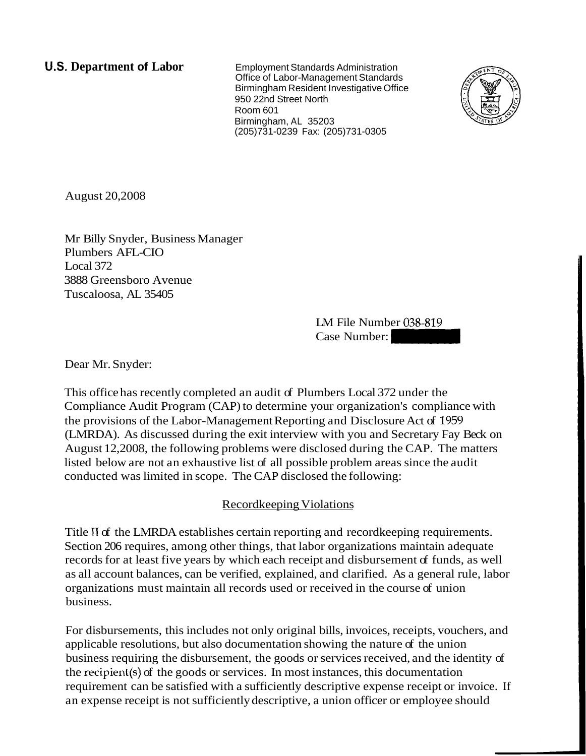**U.S. Department of Labor**

Employment Standards Administration
Office of Labor-Management Standards
Birmingham Resident Investigative Office
950 22nd Street North
Room 601
Birmingham, AL 35203
(205)731-0239 Fax: (205)731-0305

August 20,2008

Mr Billy Snyder, Business Manager
Plumbers AFL-CIO
Local 372
3888 Greensboro Avenue
Tuscaloosa, AL 35405

LM File Number 038-819
Case Number:

Dear Mr. Snyder:

This office has recently completed an audit of Plumbers Local 372 under the Compliance Audit Program (CAP) to determine your organization's compliance with the provisions of the Labor-Management Reporting and Disclosure Act of 1959 (LMRDA). As discussed during the exit interview with you and Secretary Fay Beck on August 12,2008, the following problems were disclosed during the CAP. The matters listed below are not an exhaustive list of all possible problem areas since the audit conducted was limited in scope. The CAP disclosed the following:

## Recordkeeping Violations

Title II of the LMRDA establishes certain reporting and recordkeeping requirements. Section 206 requires, among other things, that labor organizations maintain adequate records for at least five years by which each receipt and disbursement of funds, as well as all account balances, can be verified, explained, and clarified. As a general rule, labor organizations must maintain all records used or received in the course of union business.

For disbursements, this includes not only original bills, invoices, receipts, vouchers, and applicable resolutions, but also documentation showing the nature of the union business requiring the disbursement, the goods or services received, and the identity of the recipient(s) of the goods or services. In most instances, this documentation requirement can be satisfied with a sufficiently descriptive expense receipt or invoice. If an expense receipt is not sufficiently descriptive, a union officer or employee should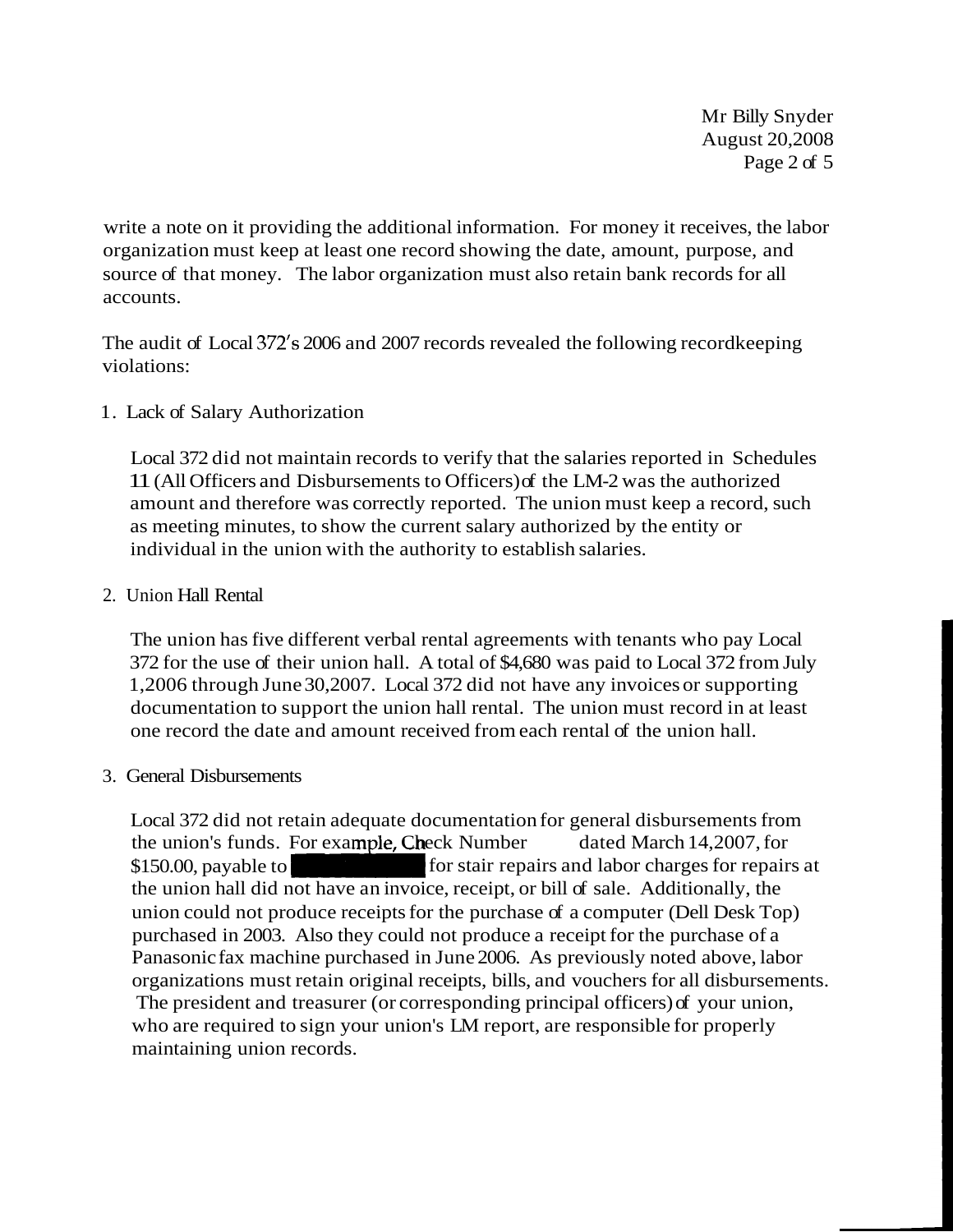write a note on it providing the additional information. For money it receives, the labor organization must keep at least one record showing the date, amount, purpose, and source of that money. The labor organization must also retain bank records for all accounts.

The audit of Local 372's 2006 and 2007 records revealed the following recordkeeping violations:

1. Lack of Salary Authorization

   Local 372 did not maintain records to verify that the salaries reported in Schedules 11 (All Officers and Disbursements to Officers) of the LM-2 was the authorized amount and therefore was correctly reported. The union must keep a record, such as meeting minutes, to show the current salary authorized by the entity or individual in the union with the authority to establish salaries.

2. Union Hall Rental

   The union has five different verbal rental agreements with tenants who pay Local 372 for the use of their union hall. A total of $4,680 was paid to Local 372 from July 1,2006 through June 30,2007. Local 372 did not have any invoices or supporting documentation to support the union hall rental. The union must record in at least one record the date and amount received from each rental of the union hall.

3. General Disbursements

   Local 372 did not retain adequate documentation for general disbursements from the union's funds. For example, Check Number dated March 14,2007, for $150.00, payable to [redacted] for stair repairs and labor charges for repairs at the union hall did not have an invoice, receipt, or bill of sale. Additionally, the union could not produce receipts for the purchase of a computer (Dell Desk Top) purchased in 2003. Also they could not produce a receipt for the purchase of a Panasonic fax machine purchased in June 2006. As previously noted above, labor organizations must retain original receipts, bills, and vouchers for all disbursements. The president and treasurer (or corresponding principal officers) of your union, who are required to sign your union's LM report, are responsible for properly maintaining union records.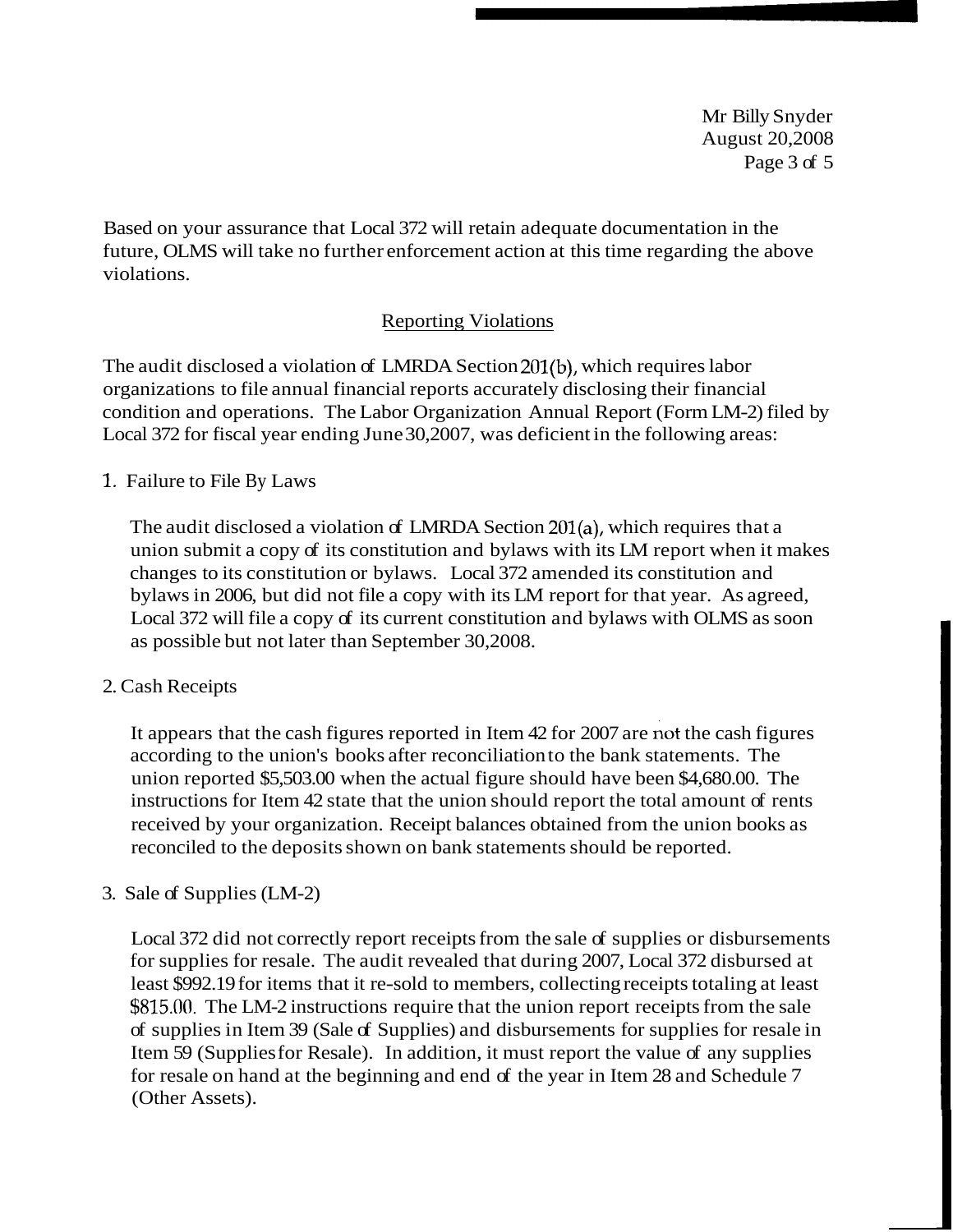Based on your assurance that Local 372 will retain adequate documentation in the future, OLMS will take no further enforcement action at this time regarding the above violations.

## Reporting Violations

The audit disclosed a violation of LMRDA Section 201(b), which requires labor organizations to file annual financial reports accurately disclosing their financial condition and operations. The Labor Organization Annual Report (Form LM-2) filed by Local 372 for fiscal year ending June 30,2007, was deficient in the following areas:

1. Failure to File By Laws

   The audit disclosed a violation of LMRDA Section 201(a), which requires that a union submit a copy of its constitution and bylaws with its LM report when it makes changes to its constitution or bylaws. Local 372 amended its constitution and bylaws in 2006, but did not file a copy with its LM report for that year. As agreed, Local 372 will file a copy of its current constitution and bylaws with OLMS as soon as possible but not later than September 30,2008.

2. Cash Receipts

   It appears that the cash figures reported in Item 42 for 2007 are not the cash figures according to the union's books after reconciliation to the bank statements. The union reported $5,503.00 when the actual figure should have been $4,680.00. The instructions for Item 42 state that the union should report the total amount of rents received by your organization. Receipt balances obtained from the union books as reconciled to the deposits shown on bank statements should be reported.

3. Sale of Supplies (LM-2)

   Local 372 did not correctly report receipts from the sale of supplies or disbursements for supplies for resale. The audit revealed that during 2007, Local 372 disbursed at least $992.19 for items that it re-sold to members, collecting receipts totaling at least $815.00. The LM-2 instructions require that the union report receipts from the sale of supplies in Item 39 (Sale of Supplies) and disbursements for supplies for resale in Item 59 (Supplies for Resale). In addition, it must report the value of any supplies for resale on hand at the beginning and end of the year in Item 28 and Schedule 7 (Other Assets).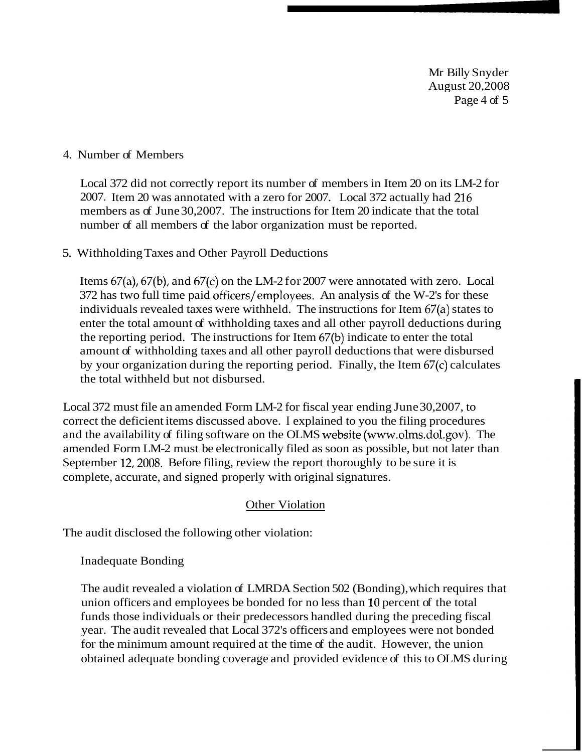4. Number of Members

   Local 372 did not correctly report its number of members in Item 20 on its LM-2 for 2007. Item 20 was annotated with a zero for 2007. Local 372 actually had 216 members as of June 30,2007. The instructions for Item 20 indicate that the total number of all members of the labor organization must be reported.

5. Withholding Taxes and Other Payroll Deductions

   Items 67(a), 67(b), and 67(c) on the LM-2 for 2007 were annotated with zero. Local 372 has two full time paid officers/employees. An analysis of the W-2's for these individuals revealed taxes were withheld. The instructions for Item 67(a) states to enter the total amount of withholding taxes and all other payroll deductions during the reporting period. The instructions for Item 67(b) indicate to enter the total amount of withholding taxes and all other payroll deductions that were disbursed by your organization during the reporting period. Finally, the Item 67(c) calculates the total withheld but not disbursed.

Local 372 must file an amended Form LM-2 for fiscal year ending June 30,2007, to correct the deficient items discussed above. I explained to you the filing procedures and the availability of filing software on the OLMS website (www.olms.dol.gov). The amended Form LM-2 must be electronically filed as soon as possible, but not later than September 12, 2008. Before filing, review the report thoroughly to be sure it is complete, accurate, and signed properly with original signatures.

<u>Other Violation</u>

The audit disclosed the following other violation:

Inadequate Bonding

The audit revealed a violation of LMRDA Section 502 (Bonding), which requires that union officers and employees be bonded for no less than 10 percent of the total funds those individuals or their predecessors handled during the preceding fiscal year. The audit revealed that Local 372's officers and employees were not bonded for the minimum amount required at the time of the audit. However, the union obtained adequate bonding coverage and provided evidence of this to OLMS during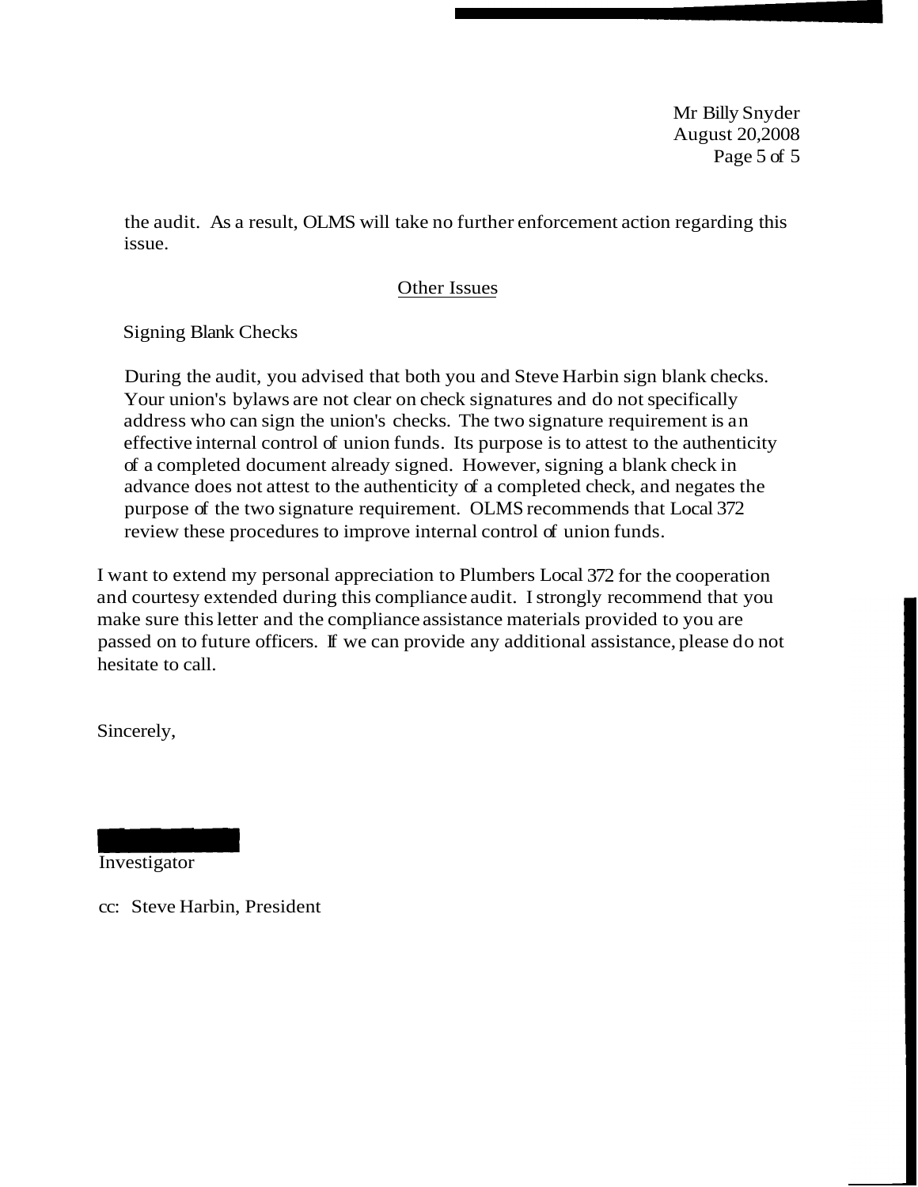the audit. As a result, OLMS will take no further enforcement action regarding this issue.

## Other Issues

### Signing Blank Checks

During the audit, you advised that both you and Steve Harbin sign blank checks. Your union's bylaws are not clear on check signatures and do not specifically address who can sign the union's checks. The two signature requirement is an effective internal control of union funds. Its purpose is to attest to the authenticity of a completed document already signed. However, signing a blank check in advance does not attest to the authenticity of a completed check, and negates the purpose of the two signature requirement. OLMS recommends that Local 372 review these procedures to improve internal control of union funds.

I want to extend my personal appreciation to Plumbers Local 372 for the cooperation and courtesy extended during this compliance audit. I strongly recommend that you make sure this letter and the compliance assistance materials provided to you are passed on to future officers. If we can provide any additional assistance, please do not hesitate to call.

Sincerely,

Investigator

cc: Steve Harbin, President